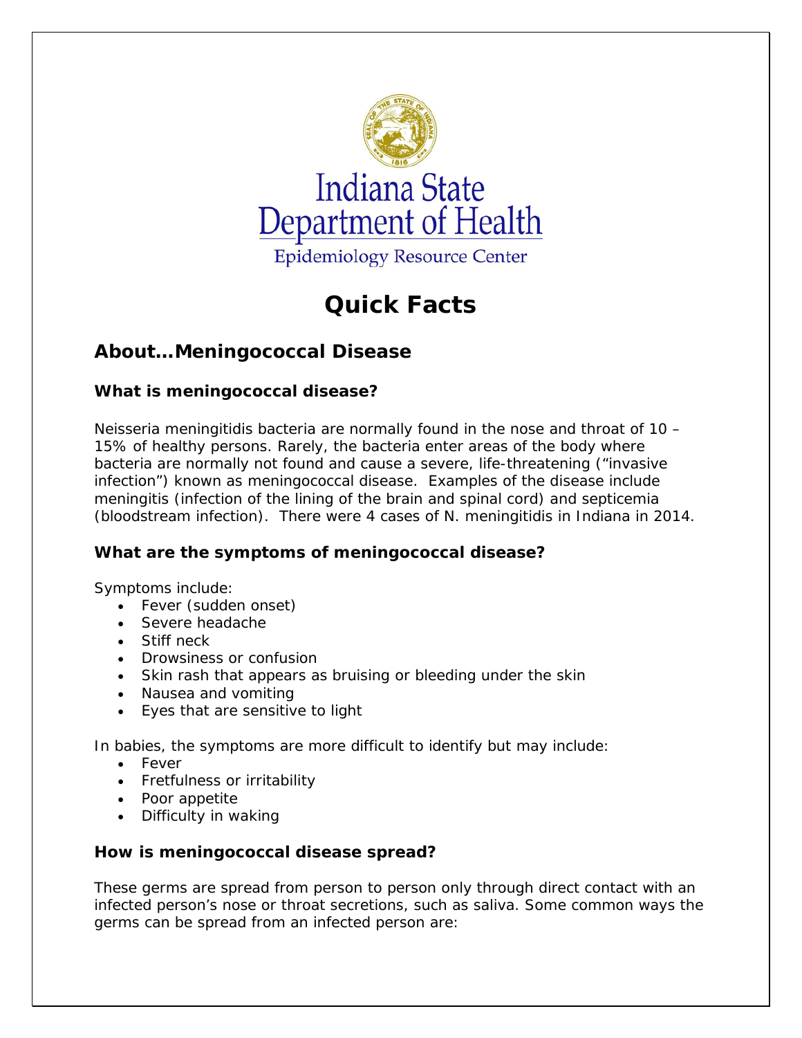Indiana State Department of Health

Epidemiology Resource Center

# Quick Facts

## About…Meningococcal Disease

### What is meningococcal disease?

Neisseria meningitidis bacteria are normally found in the nose and throat of 10 – 15% of healthy persons. Rarely, the bacteria enter areas of the body where bacteria are normally not found and cause a severe, life-threatening ("invasive infection") known as meningococcal disease. Examples of the disease include meningitis (infection of the lining of the brain and spinal cord) and septicemia (bloodstream infection). There were 4 cases of N. meningitidis in Indiana in 2014.

### What are the symptoms of meningococcal disease?

Symptoms include:

- Fever (sudden onset)
- Severe headache
- Stiff neck
- Drowsiness or confusion
- Skin rash that appears as bruising or bleeding under the skin
- Nausea and vomiting
- Eyes that are sensitive to light

In babies, the symptoms are more difficult to identify but may include:

- Fever
- Fretfulness or irritability
- Poor appetite
- Difficulty in waking

### How is meningococcal disease spread?

These germs are spread from person to person only through direct contact with an infected person's nose or throat secretions, such as saliva. Some common ways the germs can be spread from an infected person are: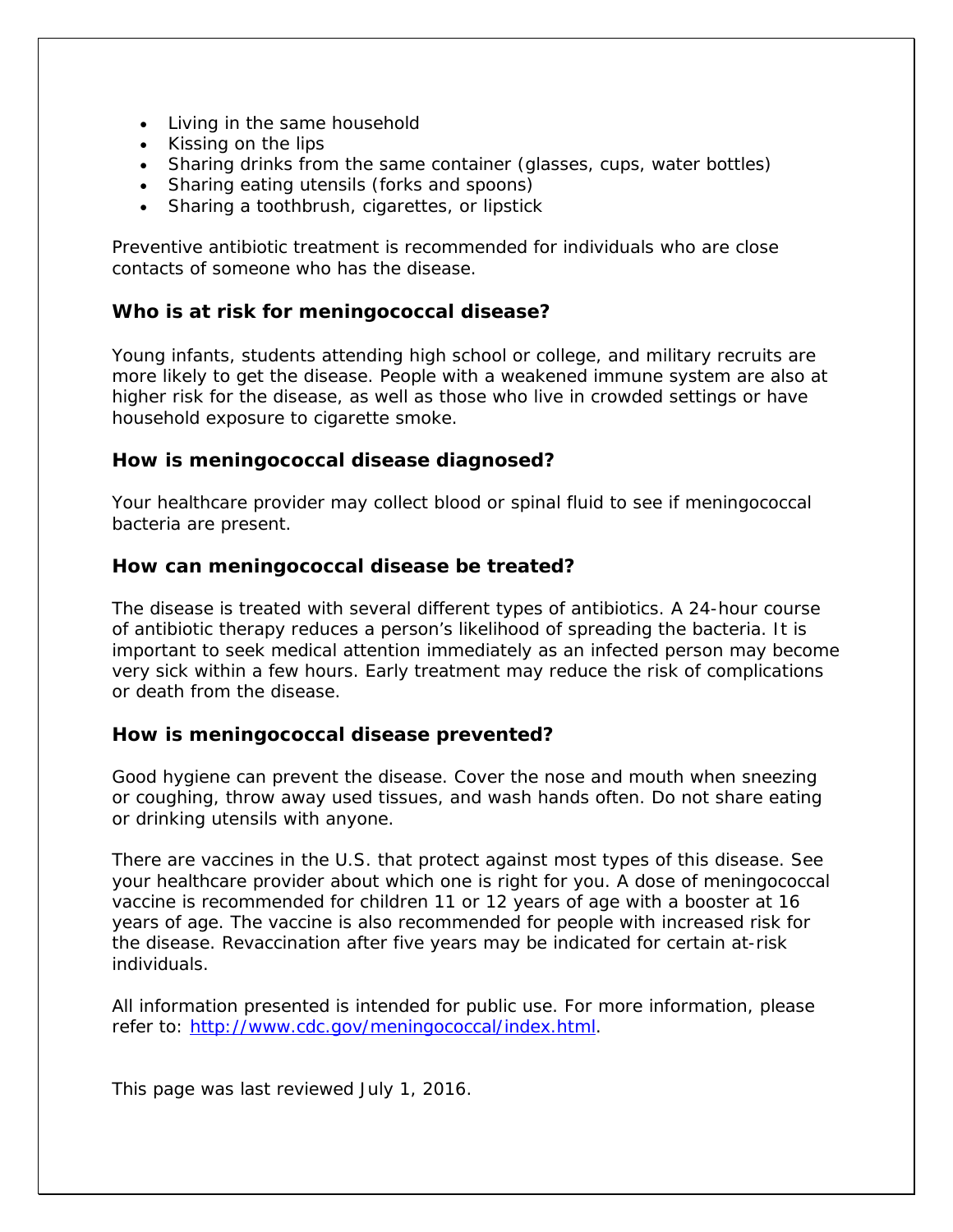- Living in the same household
- Kissing on the lips
- Sharing drinks from the same container (glasses, cups, water bottles)
- Sharing eating utensils (forks and spoons)
- Sharing a toothbrush, cigarettes, or lipstick

Preventive antibiotic treatment is recommended for individuals who are close contacts of someone who has the disease.

### Who is at risk for meningococcal disease?

Young infants, students attending high school or college, and military recruits are more likely to get the disease. People with a weakened immune system are also at higher risk for the disease, as well as those who live in crowded settings or have household exposure to cigarette smoke.

### How is meningococcal disease diagnosed?

Your healthcare provider may collect blood or spinal fluid to see if meningococcal bacteria are present.

### How can meningococcal disease be treated?

The disease is treated with several different types of antibiotics. A 24-hour course of antibiotic therapy reduces a person's likelihood of spreading the bacteria. It is important to seek medical attention immediately as an infected person may become very sick within a few hours. Early treatment may reduce the risk of complications or death from the disease.

### How is meningococcal disease prevented?

Good hygiene can prevent the disease. Cover the nose and mouth when sneezing or coughing, throw away used tissues, and wash hands often. Do not share eating or drinking utensils with anyone.

There are vaccines in the U.S. that protect against most types of this disease. See your healthcare provider about which one is right for you. A dose of meningococcal vaccine is recommended for children 11 or 12 years of age with a booster at 16 years of age. The vaccine is also recommended for people with increased risk for the disease. Revaccination after five years may be indicated for certain at-risk individuals.

All information presented is intended for public use. For more information, please refer to: [http://www.cdc.gov/meningococcal/index.html](http://www.cdc.gov/meningococcal/index.html).

This page was last reviewed July 1, 2016.